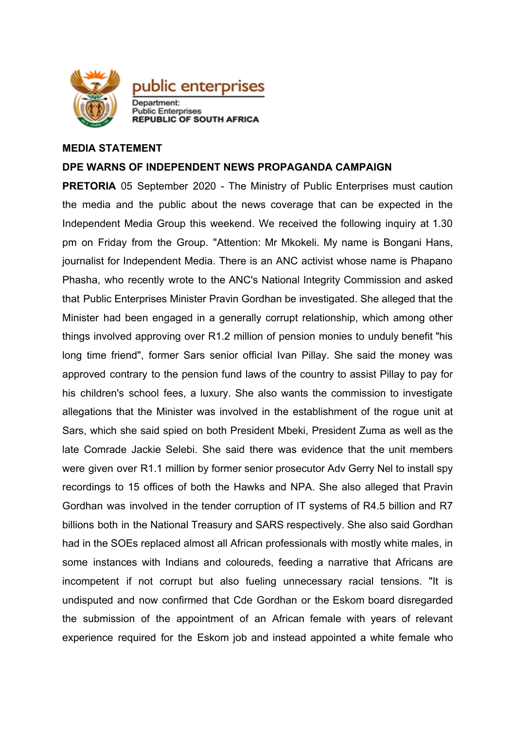public enterprises

Department:
Public Enterprises
REPUBLIC OF SOUTH AFRICA

**MEDIA STATEMENT**

**DPE WARNS OF INDEPENDENT NEWS PROPAGANDA CAMPAIGN**

**PRETORIA** 05 September 2020 - The Ministry of Public Enterprises must caution the media and the public about the news coverage that can be expected in the Independent Media Group this weekend. We received the following inquiry at 1.30 pm on Friday from the Group. "Attention: Mr Mkokeli. My name is Bongani Hans, journalist for Independent Media. There is an ANC activist whose name is Phapano Phasha, who recently wrote to the ANC's National Integrity Commission and asked that Public Enterprises Minister Pravin Gordhan be investigated. She alleged that the Minister had been engaged in a generally corrupt relationship, which among other things involved approving over R1.2 million of pension monies to unduly benefit "his long time friend", former Sars senior official Ivan Pillay. She said the money was approved contrary to the pension fund laws of the country to assist Pillay to pay for his children's school fees, a luxury. She also wants the commission to investigate allegations that the Minister was involved in the establishment of the rogue unit at Sars, which she said spied on both President Mbeki, President Zuma as well as the late Comrade Jackie Selebi. She said there was evidence that the unit members were given over R1.1 million by former senior prosecutor Adv Gerry Nel to install spy recordings to 15 offices of both the Hawks and NPA. She also alleged that Pravin Gordhan was involved in the tender corruption of IT systems of R4.5 billion and R7 billions both in the National Treasury and SARS respectively. She also said Gordhan had in the SOEs replaced almost all African professionals with mostly white males, in some instances with Indians and coloureds, feeding a narrative that Africans are incompetent if not corrupt but also fueling unnecessary racial tensions. "It is undisputed and now confirmed that Cde Gordhan or the Eskom board disregarded the submission of the appointment of an African female with years of relevant experience required for the Eskom job and instead appointed a white female who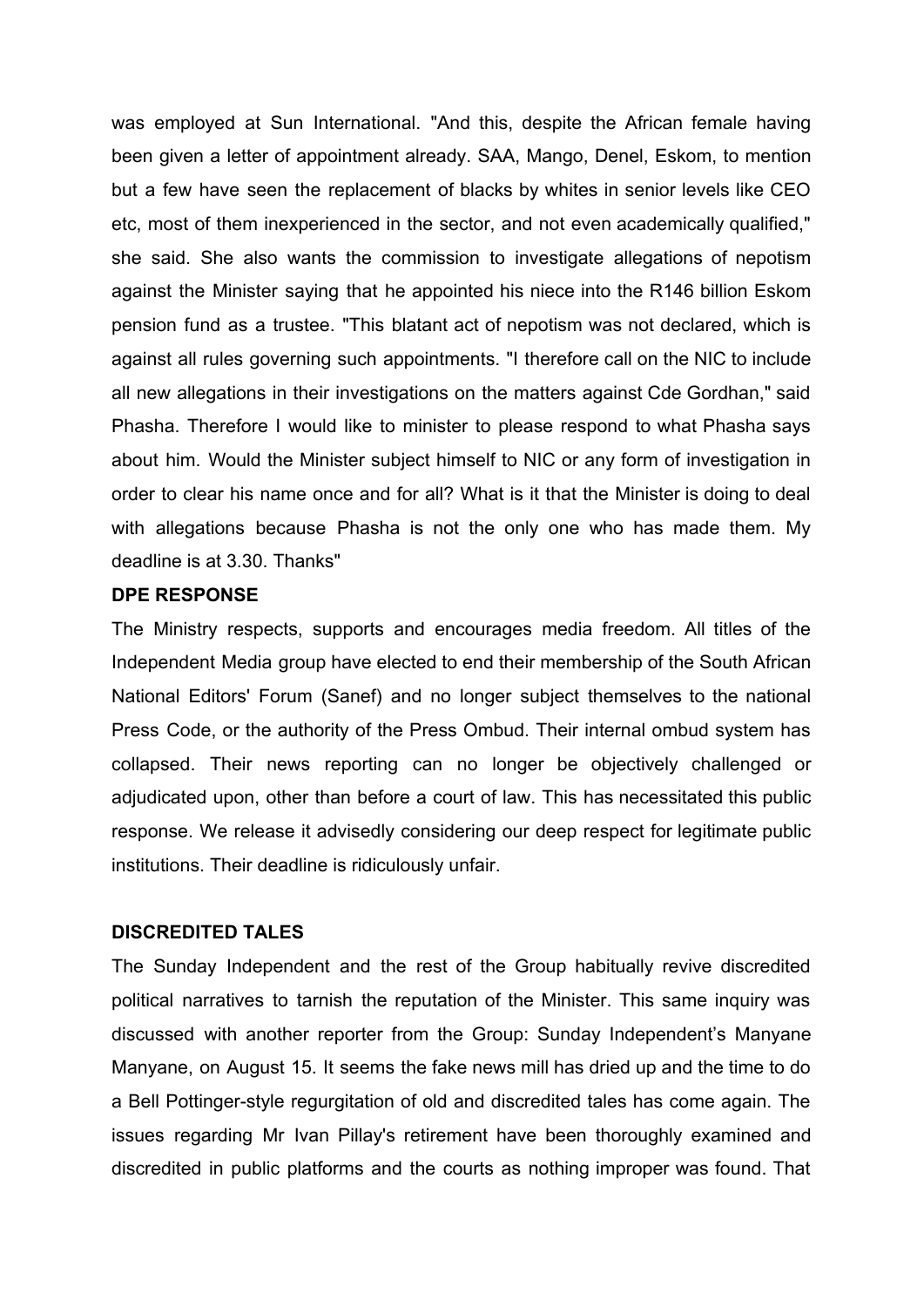was employed at Sun International. "And this, despite the African female having been given a letter of appointment already. SAA, Mango, Denel, Eskom, to mention but a few have seen the replacement of blacks by whites in senior levels like CEO etc, most of them inexperienced in the sector, and not even academically qualified," she said. She also wants the commission to investigate allegations of nepotism against the Minister saying that he appointed his niece into the R146 billion Eskom pension fund as a trustee. "This blatant act of nepotism was not declared, which is against all rules governing such appointments. "I therefore call on the NIC to include all new allegations in their investigations on the matters against Cde Gordhan," said Phasha. Therefore I would like to minister to please respond to what Phasha says about him. Would the Minister subject himself to NIC or any form of investigation in order to clear his name once and for all? What is it that the Minister is doing to deal with allegations because Phasha is not the only one who has made them. My deadline is at 3.30. Thanks"

**DPE RESPONSE**

The Ministry respects, supports and encourages media freedom. All titles of the Independent Media group have elected to end their membership of the South African National Editors' Forum (Sanef) and no longer subject themselves to the national Press Code, or the authority of the Press Ombud. Their internal ombud system has collapsed. Their news reporting can no longer be objectively challenged or adjudicated upon, other than before a court of law. This has necessitated this public response. We release it advisedly considering our deep respect for legitimate public institutions. Their deadline is ridiculously unfair.

**DISCREDITED TALES**

The Sunday Independent and the rest of the Group habitually revive discredited political narratives to tarnish the reputation of the Minister. This same inquiry was discussed with another reporter from the Group: Sunday Independent's Manyane Manyane, on August 15. It seems the fake news mill has dried up and the time to do a Bell Pottinger-style regurgitation of old and discredited tales has come again. The issues regarding Mr Ivan Pillay's retirement have been thoroughly examined and discredited in public platforms and the courts as nothing improper was found. That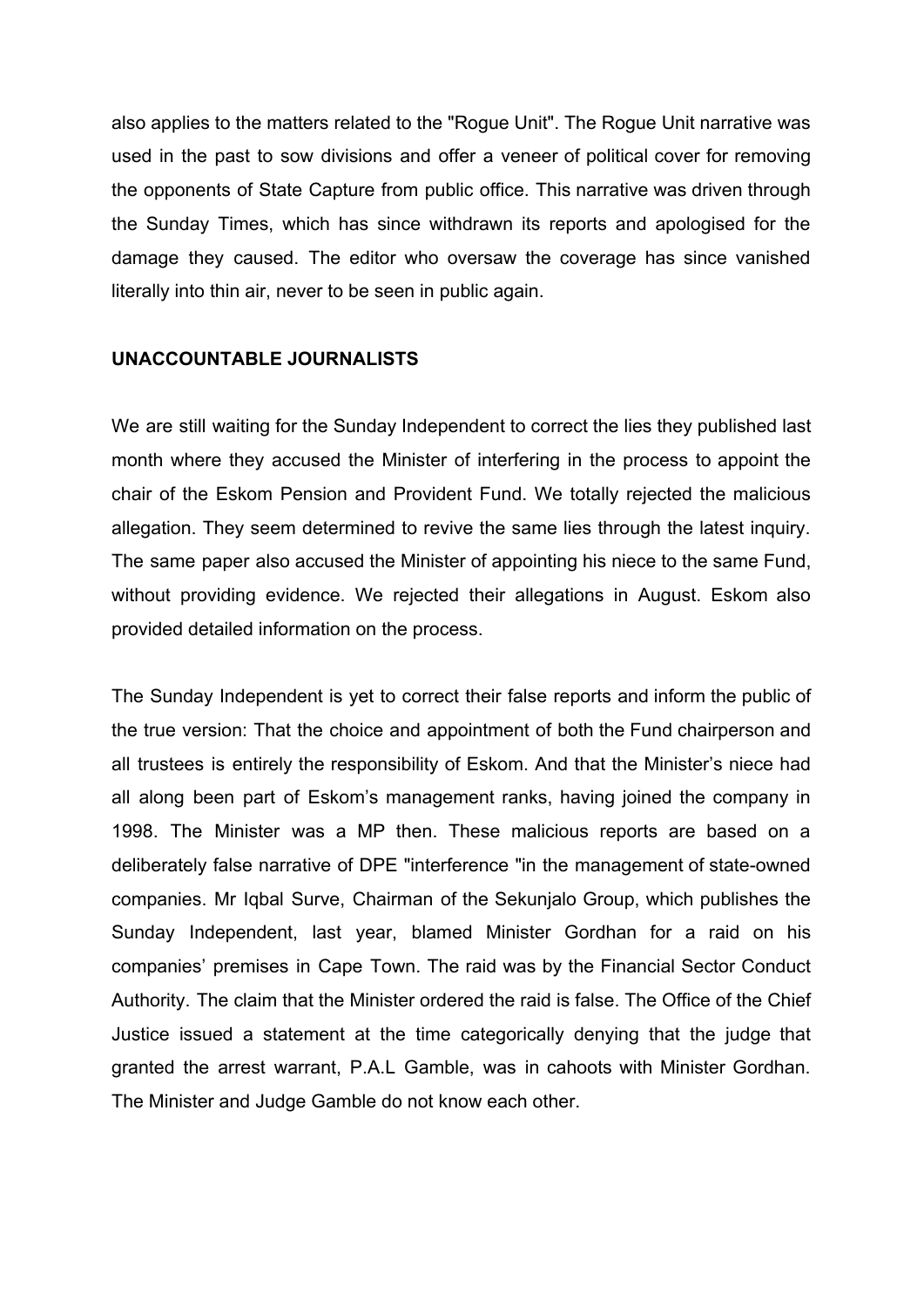also applies to the matters related to the "Rogue Unit". The Rogue Unit narrative was used in the past to sow divisions and offer a veneer of political cover for removing the opponents of State Capture from public office. This narrative was driven through the Sunday Times, which has since withdrawn its reports and apologised for the damage they caused. The editor who oversaw the coverage has since vanished literally into thin air, never to be seen in public again.

**UNACCOUNTABLE JOURNALISTS**

We are still waiting for the Sunday Independent to correct the lies they published last month where they accused the Minister of interfering in the process to appoint the chair of the Eskom Pension and Provident Fund. We totally rejected the malicious allegation. They seem determined to revive the same lies through the latest inquiry. The same paper also accused the Minister of appointing his niece to the same Fund, without providing evidence. We rejected their allegations in August. Eskom also provided detailed information on the process.

The Sunday Independent is yet to correct their false reports and inform the public of the true version: That the choice and appointment of both the Fund chairperson and all trustees is entirely the responsibility of Eskom. And that the Minister's niece had all along been part of Eskom's management ranks, having joined the company in 1998. The Minister was a MP then. These malicious reports are based on a deliberately false narrative of DPE "interference "in the management of state-owned companies. Mr Iqbal Surve, Chairman of the Sekunjalo Group, which publishes the Sunday Independent, last year, blamed Minister Gordhan for a raid on his companies' premises in Cape Town. The raid was by the Financial Sector Conduct Authority. The claim that the Minister ordered the raid is false. The Office of the Chief Justice issued a statement at the time categorically denying that the judge that granted the arrest warrant, P.A.L Gamble, was in cahoots with Minister Gordhan. The Minister and Judge Gamble do not know each other.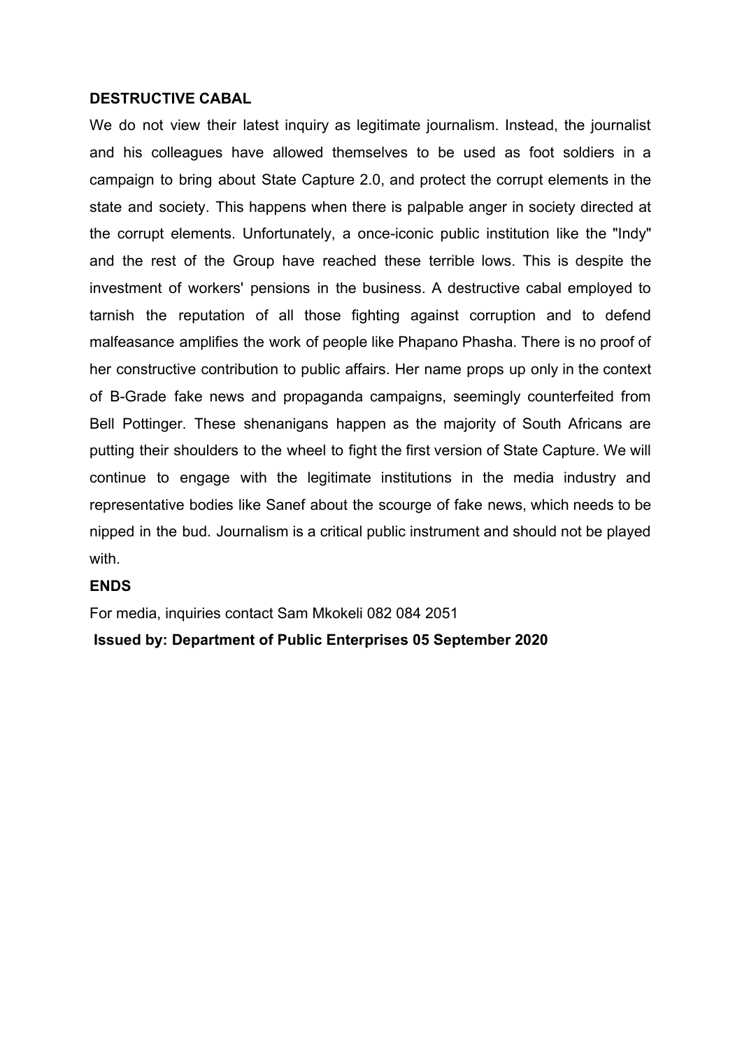**DESTRUCTIVE CABAL**

We do not view their latest inquiry as legitimate journalism. Instead, the journalist and his colleagues have allowed themselves to be used as foot soldiers in a campaign to bring about State Capture 2.0, and protect the corrupt elements in the state and society. This happens when there is palpable anger in society directed at the corrupt elements. Unfortunately, a once-iconic public institution like the "Indy" and the rest of the Group have reached these terrible lows. This is despite the investment of workers' pensions in the business. A destructive cabal employed to tarnish the reputation of all those fighting against corruption and to defend malfeasance amplifies the work of people like Phapano Phasha. There is no proof of her constructive contribution to public affairs. Her name props up only in the context of B-Grade fake news and propaganda campaigns, seemingly counterfeited from Bell Pottinger. These shenanigans happen as the majority of South Africans are putting their shoulders to the wheel to fight the first version of State Capture. We will continue to engage with the legitimate institutions in the media industry and representative bodies like Sanef about the scourge of fake news, which needs to be nipped in the bud. Journalism is a critical public instrument and should not be played with.

**ENDS**

For media, inquiries contact Sam Mkokeli 082 084 2051

**Issued by: Department of Public Enterprises 05 September 2020**